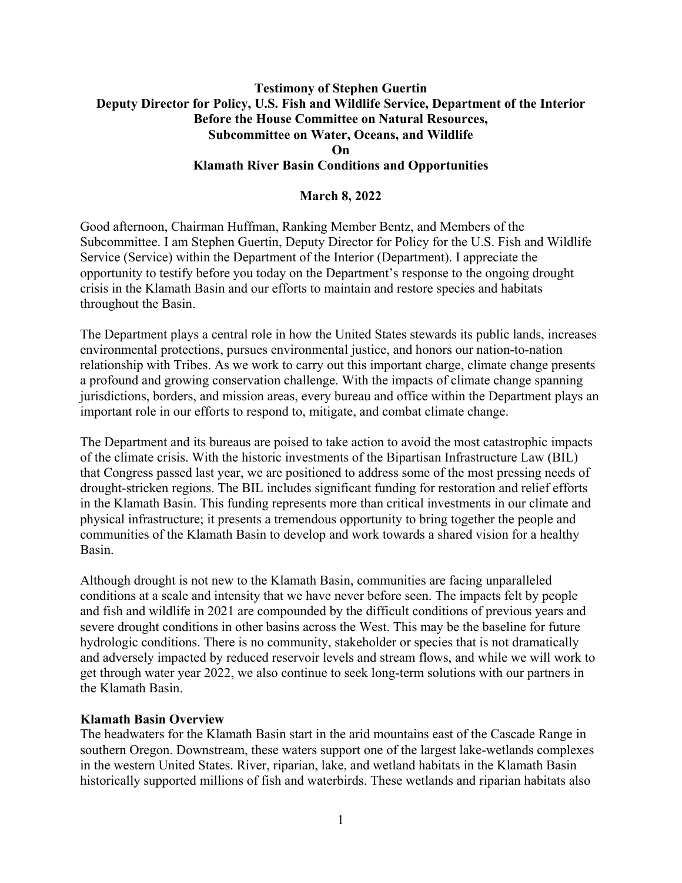**Testimony of Stephen Guertin**
**Deputy Director for Policy, U.S. Fish and Wildlife Service, Department of the Interior**
**Before the House Committee on Natural Resources,**
**Subcommittee on Water, Oceans, and Wildlife**
**On**
**Klamath River Basin Conditions and Opportunities**

**March 8, 2022**

Good afternoon, Chairman Huffman, Ranking Member Bentz, and Members of the Subcommittee. I am Stephen Guertin, Deputy Director for Policy for the U.S. Fish and Wildlife Service (Service) within the Department of the Interior (Department). I appreciate the opportunity to testify before you today on the Department's response to the ongoing drought crisis in the Klamath Basin and our efforts to maintain and restore species and habitats throughout the Basin.

The Department plays a central role in how the United States stewards its public lands, increases environmental protections, pursues environmental justice, and honors our nation-to-nation relationship with Tribes. As we work to carry out this important charge, climate change presents a profound and growing conservation challenge. With the impacts of climate change spanning jurisdictions, borders, and mission areas, every bureau and office within the Department plays an important role in our efforts to respond to, mitigate, and combat climate change.

The Department and its bureaus are poised to take action to avoid the most catastrophic impacts of the climate crisis. With the historic investments of the Bipartisan Infrastructure Law (BIL) that Congress passed last year, we are positioned to address some of the most pressing needs of drought-stricken regions. The BIL includes significant funding for restoration and relief efforts in the Klamath Basin. This funding represents more than critical investments in our climate and physical infrastructure; it presents a tremendous opportunity to bring together the people and communities of the Klamath Basin to develop and work towards a shared vision for a healthy Basin.

Although drought is not new to the Klamath Basin, communities are facing unparalleled conditions at a scale and intensity that we have never before seen. The impacts felt by people and fish and wildlife in 2021 are compounded by the difficult conditions of previous years and severe drought conditions in other basins across the West. This may be the baseline for future hydrologic conditions. There is no community, stakeholder or species that is not dramatically and adversely impacted by reduced reservoir levels and stream flows, and while we will work to get through water year 2022, we also continue to seek long-term solutions with our partners in the Klamath Basin.

**Klamath Basin Overview**

The headwaters for the Klamath Basin start in the arid mountains east of the Cascade Range in southern Oregon. Downstream, these waters support one of the largest lake-wetlands complexes in the western United States. River, riparian, lake, and wetland habitats in the Klamath Basin historically supported millions of fish and waterbirds. These wetlands and riparian habitats also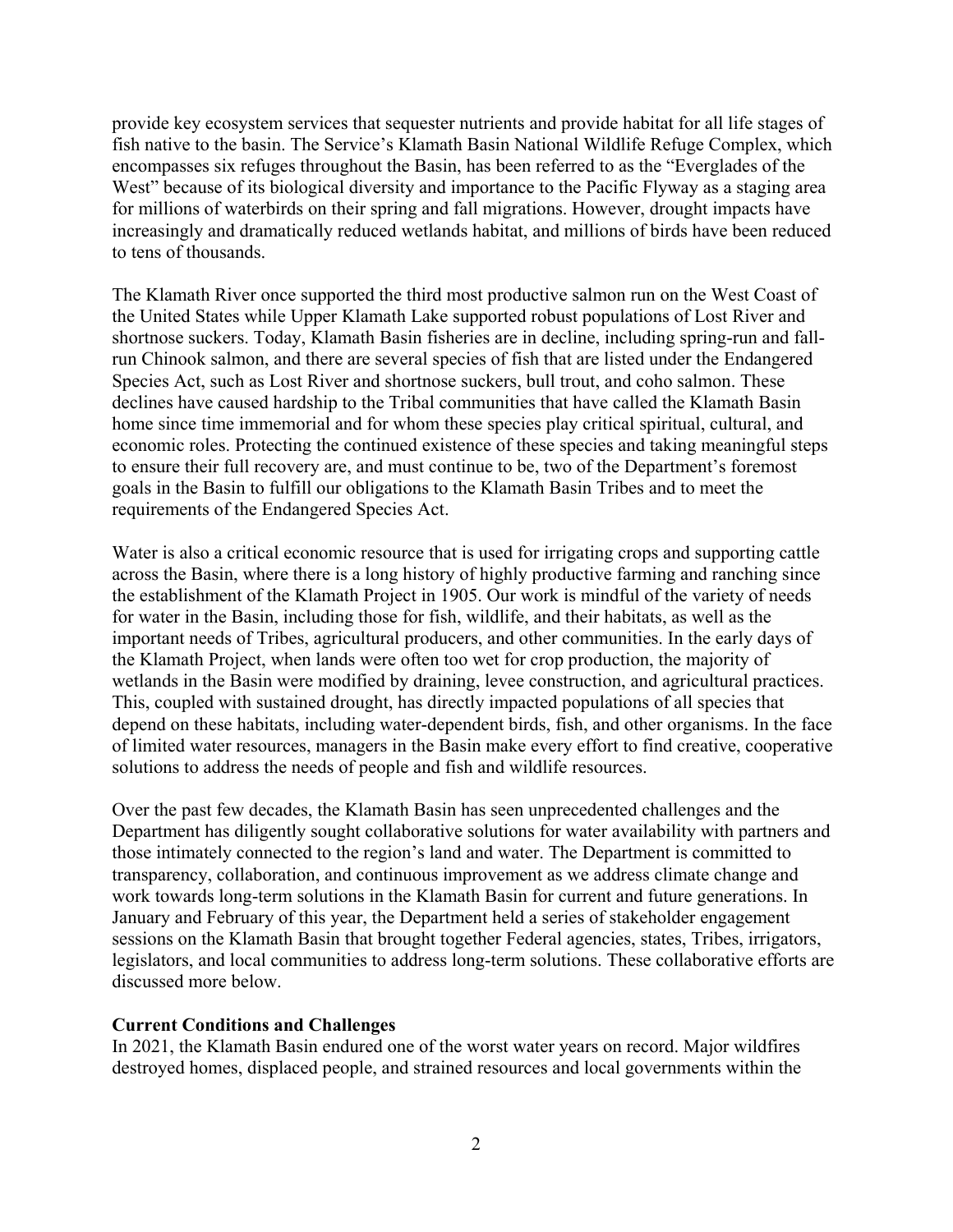provide key ecosystem services that sequester nutrients and provide habitat for all life stages of fish native to the basin. The Service's Klamath Basin National Wildlife Refuge Complex, which encompasses six refuges throughout the Basin, has been referred to as the "Everglades of the West" because of its biological diversity and importance to the Pacific Flyway as a staging area for millions of waterbirds on their spring and fall migrations. However, drought impacts have increasingly and dramatically reduced wetlands habitat, and millions of birds have been reduced to tens of thousands.

The Klamath River once supported the third most productive salmon run on the West Coast of the United States while Upper Klamath Lake supported robust populations of Lost River and shortnose suckers. Today, Klamath Basin fisheries are in decline, including spring-run and fall-run Chinook salmon, and there are several species of fish that are listed under the Endangered Species Act, such as Lost River and shortnose suckers, bull trout, and coho salmon. These declines have caused hardship to the Tribal communities that have called the Klamath Basin home since time immemorial and for whom these species play critical spiritual, cultural, and economic roles. Protecting the continued existence of these species and taking meaningful steps to ensure their full recovery are, and must continue to be, two of the Department's foremost goals in the Basin to fulfill our obligations to the Klamath Basin Tribes and to meet the requirements of the Endangered Species Act.

Water is also a critical economic resource that is used for irrigating crops and supporting cattle across the Basin, where there is a long history of highly productive farming and ranching since the establishment of the Klamath Project in 1905. Our work is mindful of the variety of needs for water in the Basin, including those for fish, wildlife, and their habitats, as well as the important needs of Tribes, agricultural producers, and other communities. In the early days of the Klamath Project, when lands were often too wet for crop production, the majority of wetlands in the Basin were modified by draining, levee construction, and agricultural practices. This, coupled with sustained drought, has directly impacted populations of all species that depend on these habitats, including water-dependent birds, fish, and other organisms. In the face of limited water resources, managers in the Basin make every effort to find creative, cooperative solutions to address the needs of people and fish and wildlife resources.

Over the past few decades, the Klamath Basin has seen unprecedented challenges and the Department has diligently sought collaborative solutions for water availability with partners and those intimately connected to the region's land and water. The Department is committed to transparency, collaboration, and continuous improvement as we address climate change and work towards long-term solutions in the Klamath Basin for current and future generations. In January and February of this year, the Department held a series of stakeholder engagement sessions on the Klamath Basin that brought together Federal agencies, states, Tribes, irrigators, legislators, and local communities to address long-term solutions. These collaborative efforts are discussed more below.

**Current Conditions and Challenges**

In 2021, the Klamath Basin endured one of the worst water years on record. Major wildfires destroyed homes, displaced people, and strained resources and local governments within the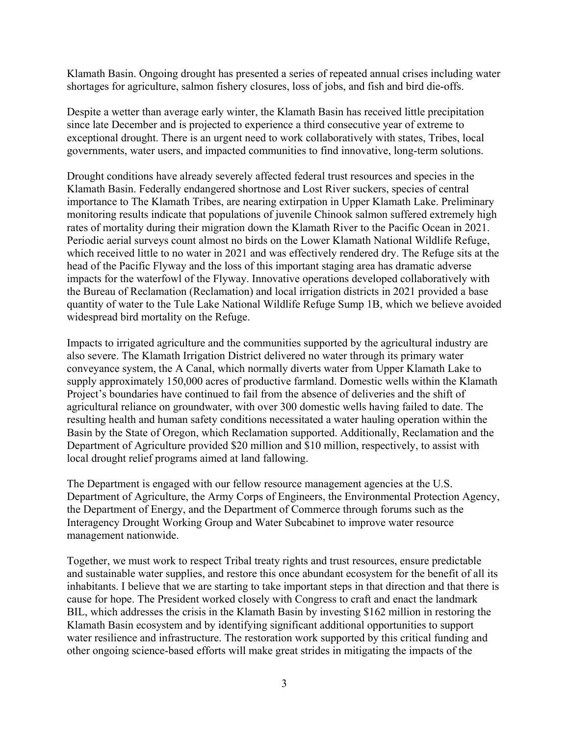Klamath Basin. Ongoing drought has presented a series of repeated annual crises including water shortages for agriculture, salmon fishery closures, loss of jobs, and fish and bird die-offs.

Despite a wetter than average early winter, the Klamath Basin has received little precipitation since late December and is projected to experience a third consecutive year of extreme to exceptional drought. There is an urgent need to work collaboratively with states, Tribes, local governments, water users, and impacted communities to find innovative, long-term solutions.

Drought conditions have already severely affected federal trust resources and species in the Klamath Basin. Federally endangered shortnose and Lost River suckers, species of central importance to The Klamath Tribes, are nearing extirpation in Upper Klamath Lake. Preliminary monitoring results indicate that populations of juvenile Chinook salmon suffered extremely high rates of mortality during their migration down the Klamath River to the Pacific Ocean in 2021. Periodic aerial surveys count almost no birds on the Lower Klamath National Wildlife Refuge, which received little to no water in 2021 and was effectively rendered dry. The Refuge sits at the head of the Pacific Flyway and the loss of this important staging area has dramatic adverse impacts for the waterfowl of the Flyway. Innovative operations developed collaboratively with the Bureau of Reclamation (Reclamation) and local irrigation districts in 2021 provided a base quantity of water to the Tule Lake National Wildlife Refuge Sump 1B, which we believe avoided widespread bird mortality on the Refuge.

Impacts to irrigated agriculture and the communities supported by the agricultural industry are also severe. The Klamath Irrigation District delivered no water through its primary water conveyance system, the A Canal, which normally diverts water from Upper Klamath Lake to supply approximately 150,000 acres of productive farmland. Domestic wells within the Klamath Project's boundaries have continued to fail from the absence of deliveries and the shift of agricultural reliance on groundwater, with over 300 domestic wells having failed to date. The resulting health and human safety conditions necessitated a water hauling operation within the Basin by the State of Oregon, which Reclamation supported. Additionally, Reclamation and the Department of Agriculture provided $20 million and $10 million, respectively, to assist with local drought relief programs aimed at land fallowing.

The Department is engaged with our fellow resource management agencies at the U.S. Department of Agriculture, the Army Corps of Engineers, the Environmental Protection Agency, the Department of Energy, and the Department of Commerce through forums such as the Interagency Drought Working Group and Water Subcabinet to improve water resource management nationwide.

Together, we must work to respect Tribal treaty rights and trust resources, ensure predictable and sustainable water supplies, and restore this once abundant ecosystem for the benefit of all its inhabitants. I believe that we are starting to take important steps in that direction and that there is cause for hope. The President worked closely with Congress to craft and enact the landmark BIL, which addresses the crisis in the Klamath Basin by investing $162 million in restoring the Klamath Basin ecosystem and by identifying significant additional opportunities to support water resilience and infrastructure. The restoration work supported by this critical funding and other ongoing science-based efforts will make great strides in mitigating the impacts of the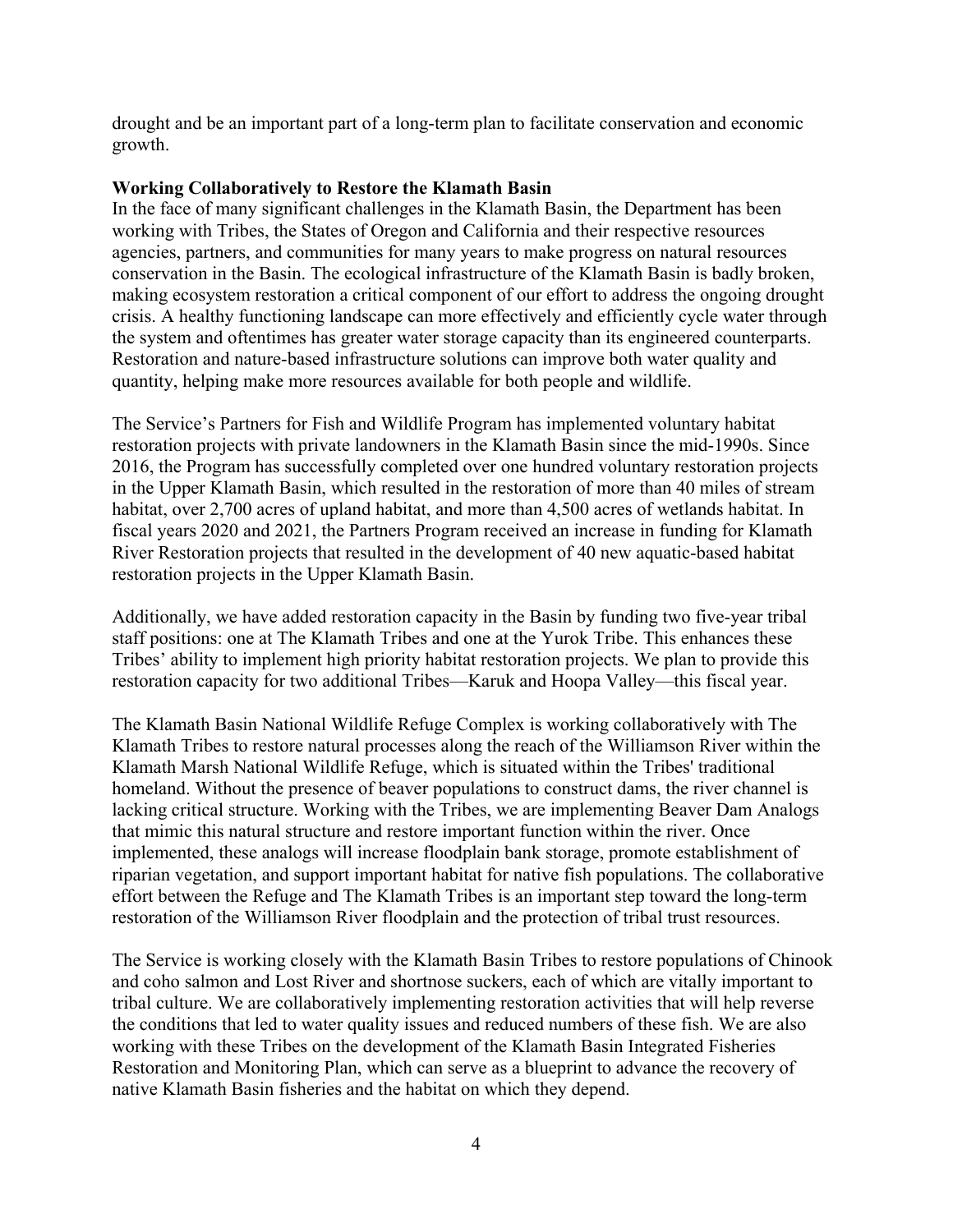drought and be an important part of a long-term plan to facilitate conservation and economic growth.

**Working Collaboratively to Restore the Klamath Basin**

In the face of many significant challenges in the Klamath Basin, the Department has been working with Tribes, the States of Oregon and California and their respective resources agencies, partners, and communities for many years to make progress on natural resources conservation in the Basin. The ecological infrastructure of the Klamath Basin is badly broken, making ecosystem restoration a critical component of our effort to address the ongoing drought crisis. A healthy functioning landscape can more effectively and efficiently cycle water through the system and oftentimes has greater water storage capacity than its engineered counterparts. Restoration and nature-based infrastructure solutions can improve both water quality and quantity, helping make more resources available for both people and wildlife.

The Service's Partners for Fish and Wildlife Program has implemented voluntary habitat restoration projects with private landowners in the Klamath Basin since the mid-1990s. Since 2016, the Program has successfully completed over one hundred voluntary restoration projects in the Upper Klamath Basin, which resulted in the restoration of more than 40 miles of stream habitat, over 2,700 acres of upland habitat, and more than 4,500 acres of wetlands habitat. In fiscal years 2020 and 2021, the Partners Program received an increase in funding for Klamath River Restoration projects that resulted in the development of 40 new aquatic-based habitat restoration projects in the Upper Klamath Basin.

Additionally, we have added restoration capacity in the Basin by funding two five-year tribal staff positions: one at The Klamath Tribes and one at the Yurok Tribe. This enhances these Tribes' ability to implement high priority habitat restoration projects. We plan to provide this restoration capacity for two additional Tribes—Karuk and Hoopa Valley—this fiscal year.

The Klamath Basin National Wildlife Refuge Complex is working collaboratively with The Klamath Tribes to restore natural processes along the reach of the Williamson River within the Klamath Marsh National Wildlife Refuge, which is situated within the Tribes' traditional homeland. Without the presence of beaver populations to construct dams, the river channel is lacking critical structure. Working with the Tribes, we are implementing Beaver Dam Analogs that mimic this natural structure and restore important function within the river. Once implemented, these analogs will increase floodplain bank storage, promote establishment of riparian vegetation, and support important habitat for native fish populations. The collaborative effort between the Refuge and The Klamath Tribes is an important step toward the long-term restoration of the Williamson River floodplain and the protection of tribal trust resources.

The Service is working closely with the Klamath Basin Tribes to restore populations of Chinook and coho salmon and Lost River and shortnose suckers, each of which are vitally important to tribal culture. We are collaboratively implementing restoration activities that will help reverse the conditions that led to water quality issues and reduced numbers of these fish. We are also working with these Tribes on the development of the Klamath Basin Integrated Fisheries Restoration and Monitoring Plan, which can serve as a blueprint to advance the recovery of native Klamath Basin fisheries and the habitat on which they depend.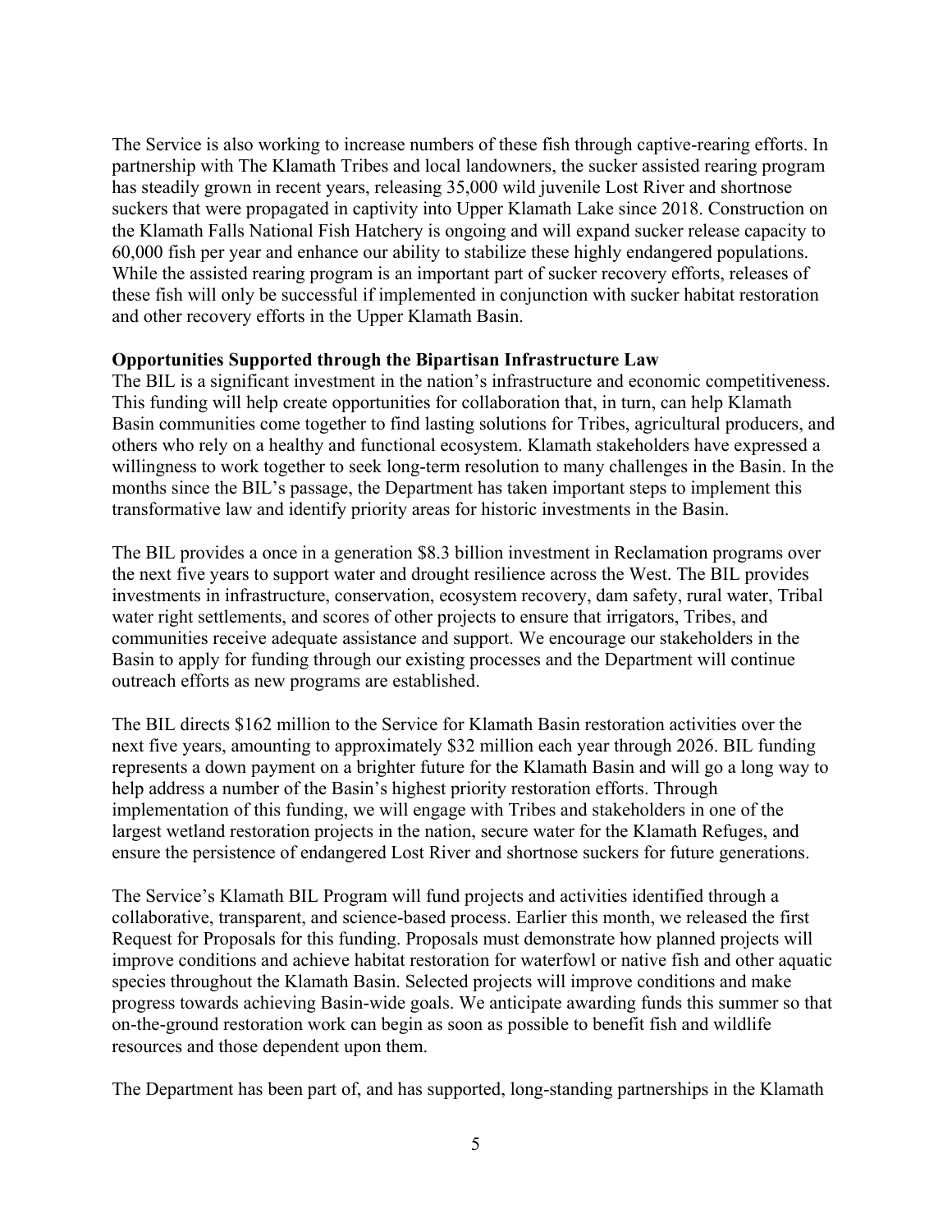The Service is also working to increase numbers of these fish through captive-rearing efforts. In partnership with The Klamath Tribes and local landowners, the sucker assisted rearing program has steadily grown in recent years, releasing 35,000 wild juvenile Lost River and shortnose suckers that were propagated in captivity into Upper Klamath Lake since 2018. Construction on the Klamath Falls National Fish Hatchery is ongoing and will expand sucker release capacity to 60,000 fish per year and enhance our ability to stabilize these highly endangered populations. While the assisted rearing program is an important part of sucker recovery efforts, releases of these fish will only be successful if implemented in conjunction with sucker habitat restoration and other recovery efforts in the Upper Klamath Basin.

**Opportunities Supported through the Bipartisan Infrastructure Law**

The BIL is a significant investment in the nation's infrastructure and economic competitiveness. This funding will help create opportunities for collaboration that, in turn, can help Klamath Basin communities come together to find lasting solutions for Tribes, agricultural producers, and others who rely on a healthy and functional ecosystem. Klamath stakeholders have expressed a willingness to work together to seek long-term resolution to many challenges in the Basin. In the months since the BIL's passage, the Department has taken important steps to implement this transformative law and identify priority areas for historic investments in the Basin.

The BIL provides a once in a generation $8.3 billion investment in Reclamation programs over the next five years to support water and drought resilience across the West. The BIL provides investments in infrastructure, conservation, ecosystem recovery, dam safety, rural water, Tribal water right settlements, and scores of other projects to ensure that irrigators, Tribes, and communities receive adequate assistance and support. We encourage our stakeholders in the Basin to apply for funding through our existing processes and the Department will continue outreach efforts as new programs are established.

The BIL directs $162 million to the Service for Klamath Basin restoration activities over the next five years, amounting to approximately $32 million each year through 2026. BIL funding represents a down payment on a brighter future for the Klamath Basin and will go a long way to help address a number of the Basin's highest priority restoration efforts. Through implementation of this funding, we will engage with Tribes and stakeholders in one of the largest wetland restoration projects in the nation, secure water for the Klamath Refuges, and ensure the persistence of endangered Lost River and shortnose suckers for future generations.

The Service's Klamath BIL Program will fund projects and activities identified through a collaborative, transparent, and science-based process. Earlier this month, we released the first Request for Proposals for this funding. Proposals must demonstrate how planned projects will improve conditions and achieve habitat restoration for waterfowl or native fish and other aquatic species throughout the Klamath Basin. Selected projects will improve conditions and make progress towards achieving Basin-wide goals. We anticipate awarding funds this summer so that on-the-ground restoration work can begin as soon as possible to benefit fish and wildlife resources and those dependent upon them.

The Department has been part of, and has supported, long-standing partnerships in the Klamath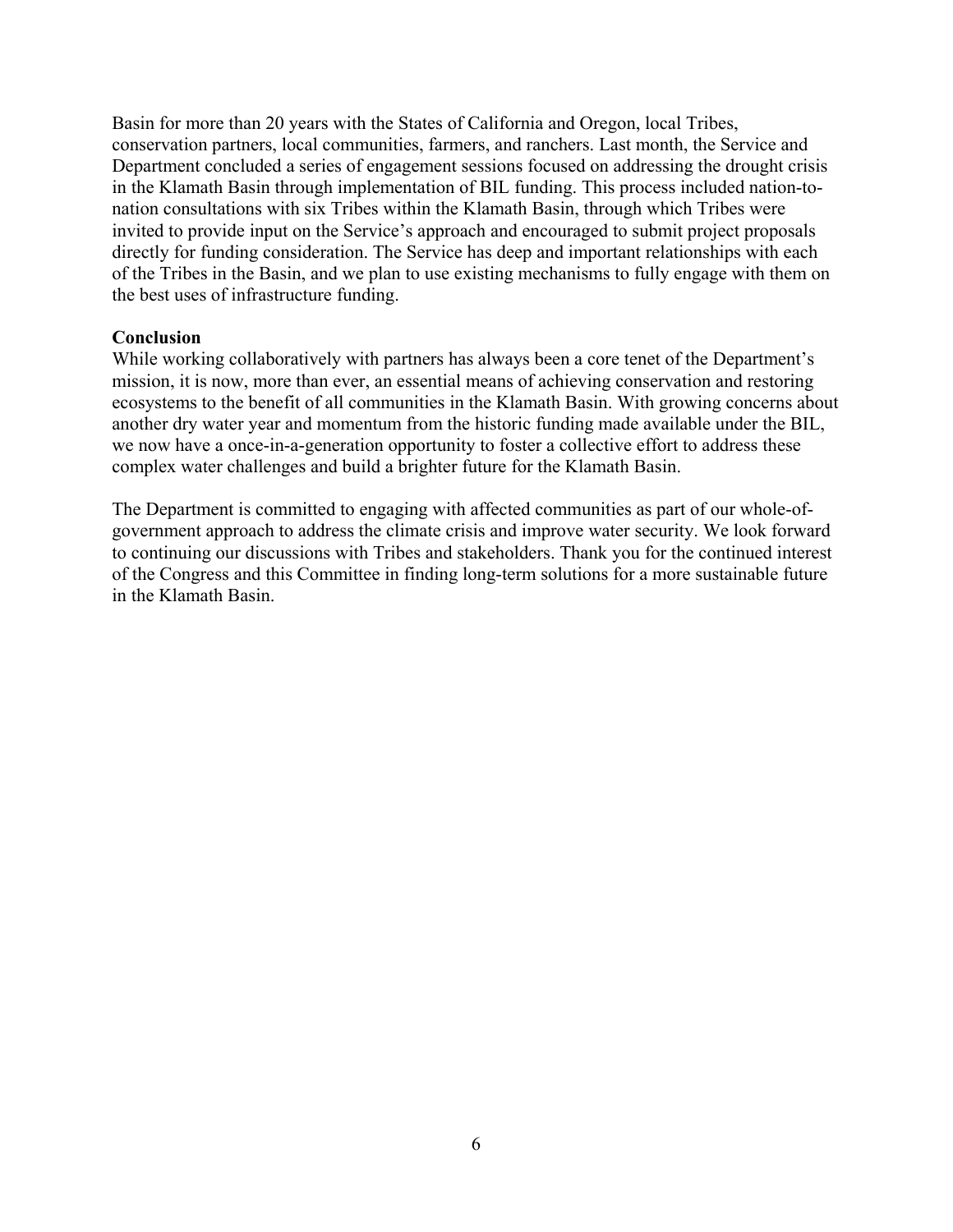Basin for more than 20 years with the States of California and Oregon, local Tribes, conservation partners, local communities, farmers, and ranchers. Last month, the Service and Department concluded a series of engagement sessions focused on addressing the drought crisis in the Klamath Basin through implementation of BIL funding. This process included nation-to-nation consultations with six Tribes within the Klamath Basin, through which Tribes were invited to provide input on the Service's approach and encouraged to submit project proposals directly for funding consideration. The Service has deep and important relationships with each of the Tribes in the Basin, and we plan to use existing mechanisms to fully engage with them on the best uses of infrastructure funding.

**Conclusion**

While working collaboratively with partners has always been a core tenet of the Department's mission, it is now, more than ever, an essential means of achieving conservation and restoring ecosystems to the benefit of all communities in the Klamath Basin. With growing concerns about another dry water year and momentum from the historic funding made available under the BIL, we now have a once-in-a-generation opportunity to foster a collective effort to address these complex water challenges and build a brighter future for the Klamath Basin.

The Department is committed to engaging with affected communities as part of our whole-of-government approach to address the climate crisis and improve water security. We look forward to continuing our discussions with Tribes and stakeholders. Thank you for the continued interest of the Congress and this Committee in finding long-term solutions for a more sustainable future in the Klamath Basin.